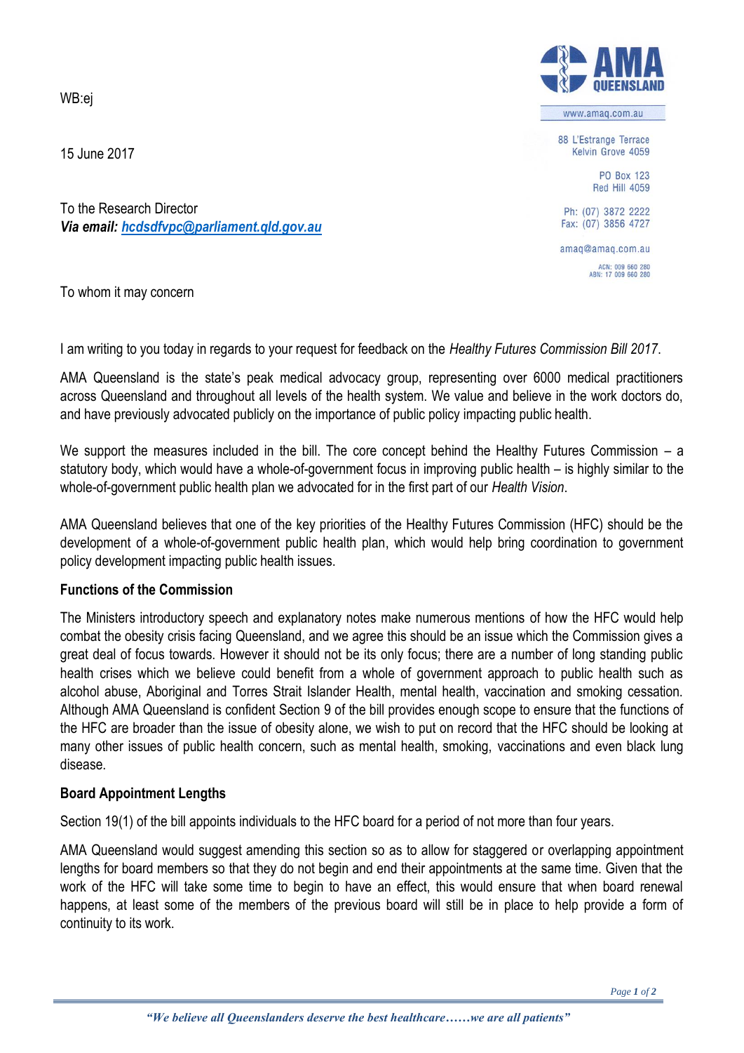WB:ej

AMA QUEENSLAND

www.amaq.com.au

88 L'Estrange Terrace
Kelvin Grove 4059

PO Box 123
Red Hill 4059

Ph: (07) 3872 2222
Fax: (07) 3856 4727

amaq@amaq.com.au

ACN: 009 660 280
ABN: 17 009 660 280

15 June 2017

To the Research Director
***Via email:*** ***hcdsdfvpc@parliament.qld.gov.au***

To whom it may concern

I am writing to you today in regards to your request for feedback on the *Healthy Futures Commission Bill 2017*.

AMA Queensland is the state's peak medical advocacy group, representing over 6000 medical practitioners across Queensland and throughout all levels of the health system. We value and believe in the work doctors do, and have previously advocated publicly on the importance of public policy impacting public health.

We support the measures included in the bill. The core concept behind the Healthy Futures Commission – a statutory body, which would have a whole-of-government focus in improving public health – is highly similar to the whole-of-government public health plan we advocated for in the first part of our *Health Vision*.

AMA Queensland believes that one of the key priorities of the Healthy Futures Commission (HFC) should be the development of a whole-of-government public health plan, which would help bring coordination to government policy development impacting public health issues.

**Functions of the Commission**

The Ministers introductory speech and explanatory notes make numerous mentions of how the HFC would help combat the obesity crisis facing Queensland, and we agree this should be an issue which the Commission gives a great deal of focus towards. However it should not be its only focus; there are a number of long standing public health crises which we believe could benefit from a whole of government approach to public health such as alcohol abuse, Aboriginal and Torres Strait Islander Health, mental health, vaccination and smoking cessation. Although AMA Queensland is confident Section 9 of the bill provides enough scope to ensure that the functions of the HFC are broader than the issue of obesity alone, we wish to put on record that the HFC should be looking at many other issues of public health concern, such as mental health, smoking, vaccinations and even black lung disease.

**Board Appointment Lengths**

Section 19(1) of the bill appoints individuals to the HFC board for a period of not more than four years.

AMA Queensland would suggest amending this section so as to allow for staggered or overlapping appointment lengths for board members so that they do not begin and end their appointments at the same time. Given that the work of the HFC will take some time to begin to have an effect, this would ensure that when board renewal happens, at least some of the members of the previous board will still be in place to help provide a form of continuity to its work.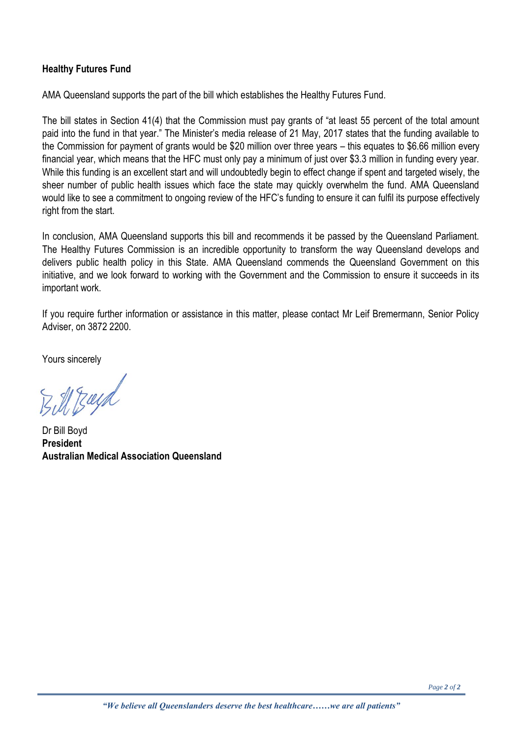**Healthy Futures Fund**

AMA Queensland supports the part of the bill which establishes the Healthy Futures Fund.

The bill states in Section 41(4) that the Commission must pay grants of "at least 55 percent of the total amount paid into the fund in that year." The Minister's media release of 21 May, 2017 states that the funding available to the Commission for payment of grants would be $20 million over three years – this equates to $6.66 million every financial year, which means that the HFC must only pay a minimum of just over $3.3 million in funding every year. While this funding is an excellent start and will undoubtedly begin to effect change if spent and targeted wisely, the sheer number of public health issues which face the state may quickly overwhelm the fund. AMA Queensland would like to see a commitment to ongoing review of the HFC's funding to ensure it can fulfil its purpose effectively right from the start.

In conclusion, AMA Queensland supports this bill and recommends it be passed by the Queensland Parliament. The Healthy Futures Commission is an incredible opportunity to transform the way Queensland develops and delivers public health policy in this State. AMA Queensland commends the Queensland Government on this initiative, and we look forward to working with the Government and the Commission to ensure it succeeds in its important work.

If you require further information or assistance in this matter, please contact Mr Leif Bremermann, Senior Policy Adviser, on 3872 2200.

Yours sincerely

Dr Bill Boyd
**President**
**Australian Medical Association Queensland**

*"We believe all Queenslanders deserve the best healthcare……we are all patients"*